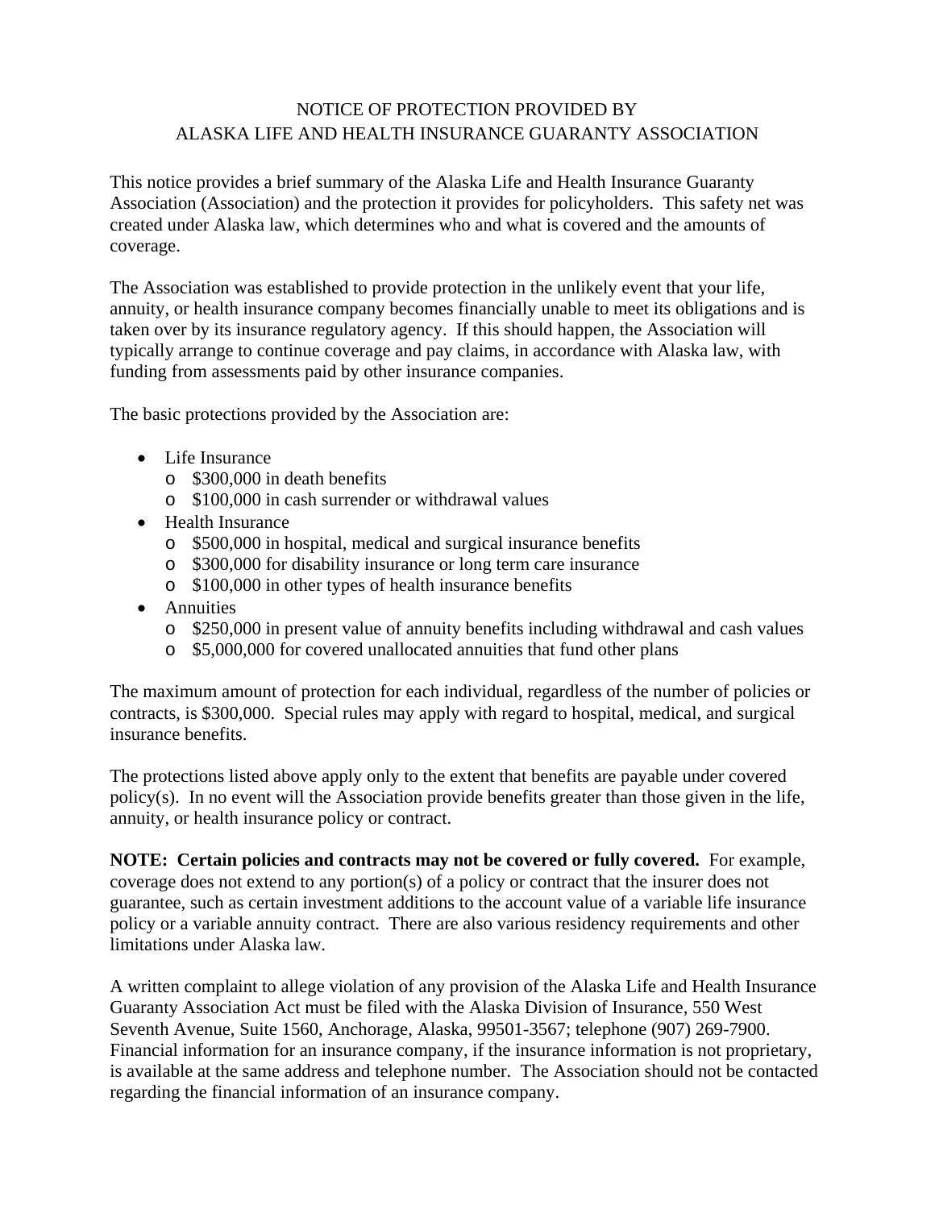# NOTICE OF PROTECTION PROVIDED BY ALASKA LIFE AND HEALTH INSURANCE GUARANTY ASSOCIATION

This notice provides a brief summary of the Alaska Life and Health Insurance Guaranty Association (Association) and the protection it provides for policyholders. This safety net was created under Alaska law, which determines who and what is covered and the amounts of coverage.

The Association was established to provide protection in the unlikely event that your life, annuity, or health insurance company becomes financially unable to meet its obligations and is taken over by its insurance regulatory agency. If this should happen, the Association will typically arrange to continue coverage and pay claims, in accordance with Alaska law, with funding from assessments paid by other insurance companies.

The basic protections provided by the Association are:

- Life Insurance
  - $300,000 in death benefits
  - $100,000 in cash surrender or withdrawal values
- Health Insurance
  - $500,000 in hospital, medical and surgical insurance benefits
  - $300,000 for disability insurance or long term care insurance
  - $100,000 in other types of health insurance benefits
- Annuities
  - $250,000 in present value of annuity benefits including withdrawal and cash values
  - $5,000,000 for covered unallocated annuities that fund other plans

The maximum amount of protection for each individual, regardless of the number of policies or contracts, is $300,000. Special rules may apply with regard to hospital, medical, and surgical insurance benefits.

The protections listed above apply only to the extent that benefits are payable under covered policy(s). In no event will the Association provide benefits greater than those given in the life, annuity, or health insurance policy or contract.

**NOTE: Certain policies and contracts may not be covered or fully covered.** For example, coverage does not extend to any portion(s) of a policy or contract that the insurer does not guarantee, such as certain investment additions to the account value of a variable life insurance policy or a variable annuity contract. There are also various residency requirements and other limitations under Alaska law.

A written complaint to allege violation of any provision of the Alaska Life and Health Insurance Guaranty Association Act must be filed with the Alaska Division of Insurance, 550 West Seventh Avenue, Suite 1560, Anchorage, Alaska, 99501-3567; telephone (907) 269-7900. Financial information for an insurance company, if the insurance information is not proprietary, is available at the same address and telephone number. The Association should not be contacted regarding the financial information of an insurance company.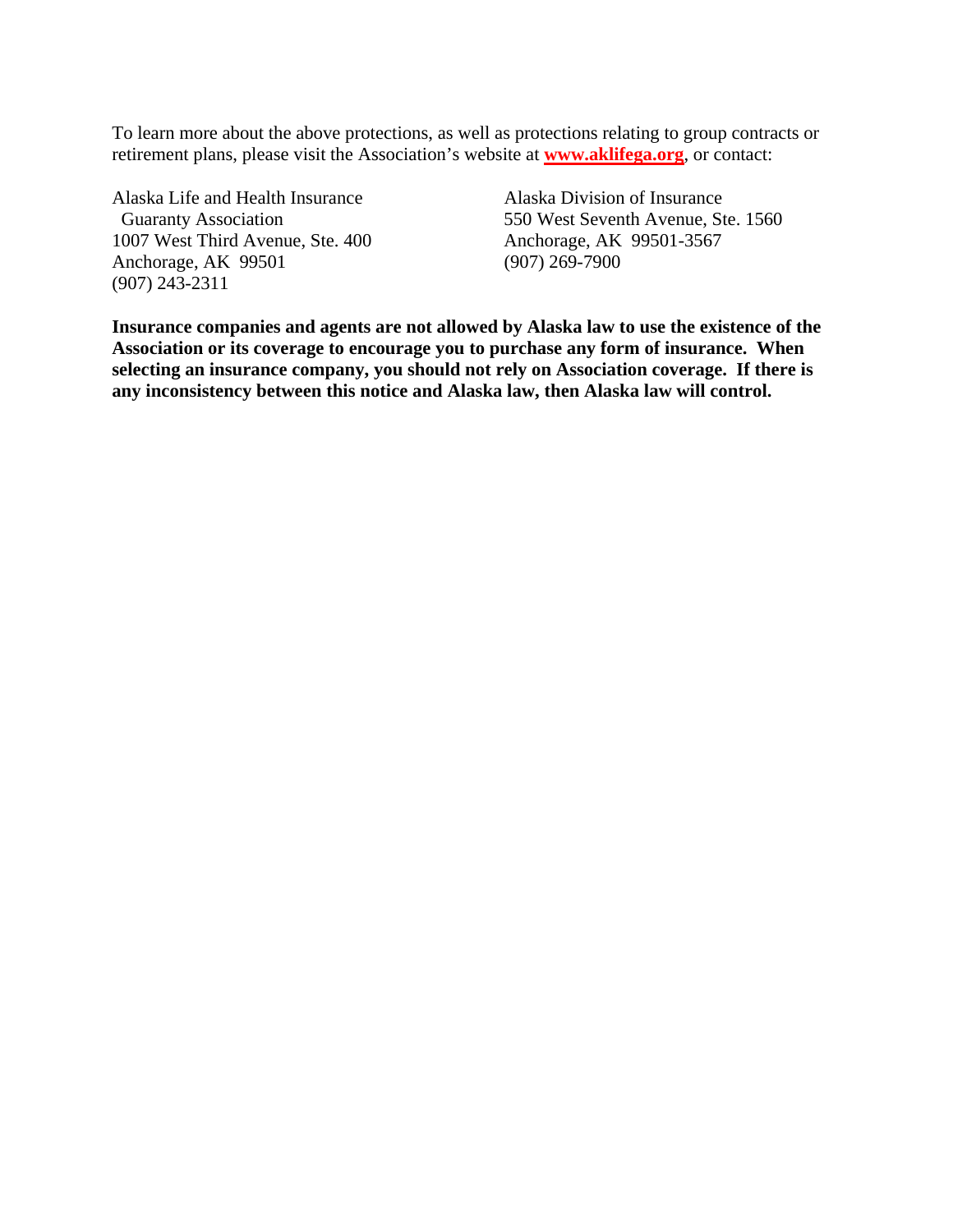To learn more about the above protections, as well as protections relating to group contracts or retirement plans, please visit the Association's website at **www.aklifega.org**, or contact:

Alaska Life and Health Insurance Guaranty Association
1007 West Third Avenue, Ste. 400
Anchorage, AK 99501
(907) 243-2311

Alaska Division of Insurance
550 West Seventh Avenue, Ste. 1560
Anchorage, AK 99501-3567
(907) 269-7900

**Insurance companies and agents are not allowed by Alaska law to use the existence of the Association or its coverage to encourage you to purchase any form of insurance. When selecting an insurance company, you should not rely on Association coverage. If there is any inconsistency between this notice and Alaska law, then Alaska law will control.**